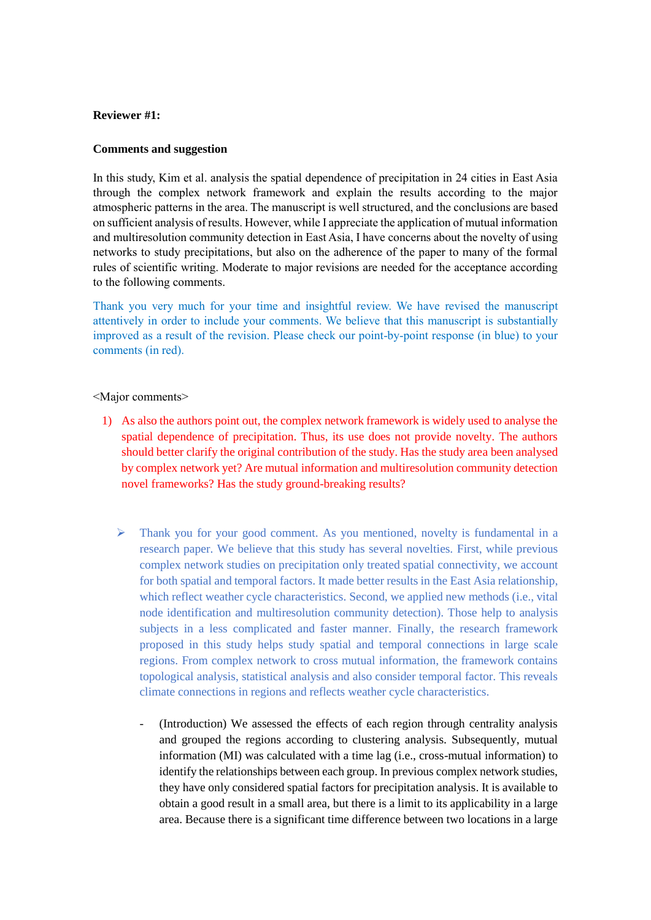**Reviewer #1:**

**Comments and suggestion**

In this study, Kim et al. analysis the spatial dependence of precipitation in 24 cities in East Asia through the complex network framework and explain the results according to the major atmospheric patterns in the area. The manuscript is well structured, and the conclusions are based on sufficient analysis of results. However, while I appreciate the application of mutual information and multiresolution community detection in East Asia, I have concerns about the novelty of using networks to study precipitations, but also on the adherence of the paper to many of the formal rules of scientific writing. Moderate to major revisions are needed for the acceptance according to the following comments.

Thank you very much for your time and insightful review. We have revised the manuscript attentively in order to include your comments. We believe that this manuscript is substantially improved as a result of the revision. Please check our point-by-point response (in blue) to your comments (in red).

<Major comments>

1) As also the authors point out, the complex network framework is widely used to analyse the spatial dependence of precipitation. Thus, its use does not provide novelty. The authors should better clarify the original contribution of the study. Has the study area been analysed by complex network yet? Are mutual information and multiresolution community detection novel frameworks? Has the study ground-breaking results?

   - Thank you for your good comment. As you mentioned, novelty is fundamental in a research paper. We believe that this study has several novelties. First, while previous complex network studies on precipitation only treated spatial connectivity, we account for both spatial and temporal factors. It made better results in the East Asia relationship, which reflect weather cycle characteristics. Second, we applied new methods (i.e., vital node identification and multiresolution community detection). Those help to analysis subjects in a less complicated and faster manner. Finally, the research framework proposed in this study helps study spatial and temporal connections in large scale regions. From complex network to cross mutual information, the framework contains topological analysis, statistical analysis and also consider temporal factor. This reveals climate connections in regions and reflects weather cycle characteristics.

     - (Introduction) We assessed the effects of each region through centrality analysis and grouped the regions according to clustering analysis. Subsequently, mutual information (MI) was calculated with a time lag (i.e., cross-mutual information) to identify the relationships between each group. In previous complex network studies, they have only considered spatial factors for precipitation analysis. It is available to obtain a good result in a small area, but there is a limit to its applicability in a large area. Because there is a significant time difference between two locations in a large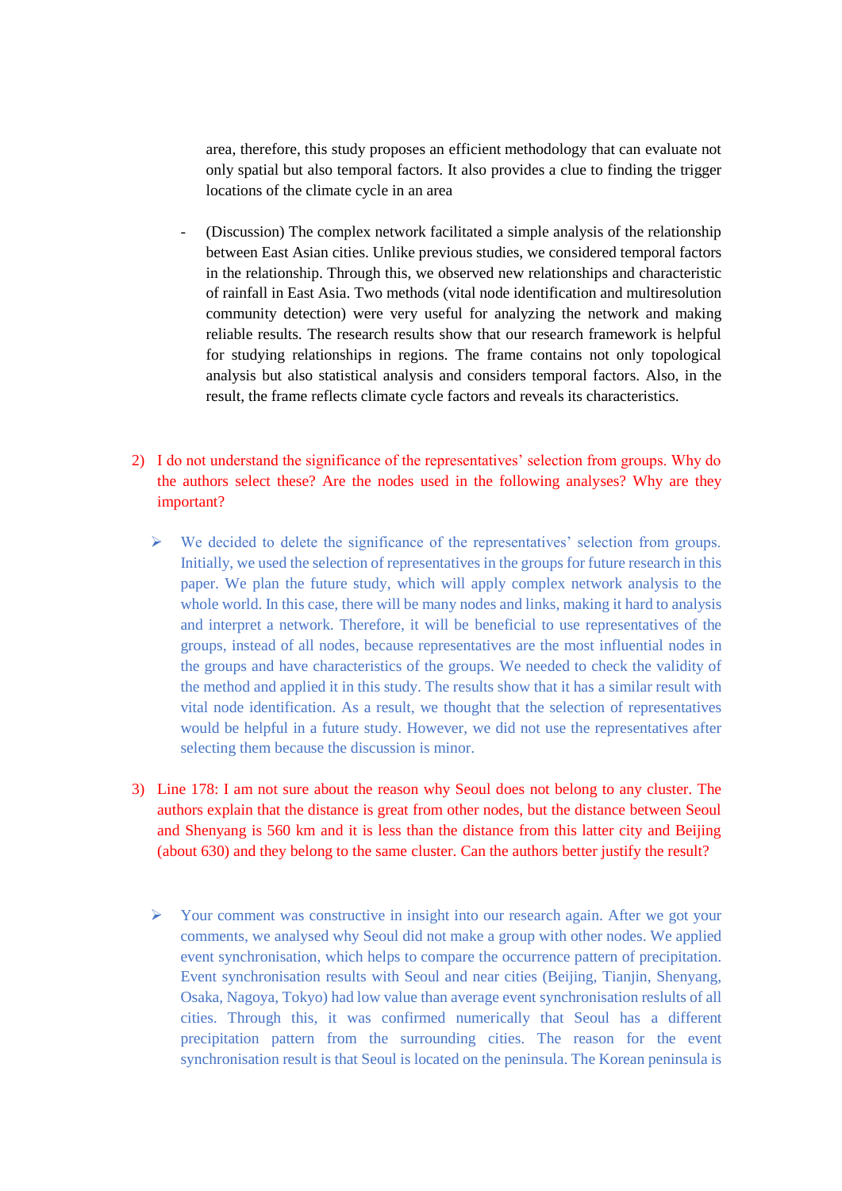area, therefore, this study proposes an efficient methodology that can evaluate not only spatial but also temporal factors. It also provides a clue to finding the trigger locations of the climate cycle in an area

- (Discussion) The complex network facilitated a simple analysis of the relationship between East Asian cities. Unlike previous studies, we considered temporal factors in the relationship. Through this, we observed new relationships and characteristic of rainfall in East Asia. Two methods (vital node identification and multiresolution community detection) were very useful for analyzing the network and making reliable results. The research results show that our research framework is helpful for studying relationships in regions. The frame contains not only topological analysis but also statistical analysis and considers temporal factors. Also, in the result, the frame reflects climate cycle factors and reveals its characteristics.

2) I do not understand the significance of the representatives' selection from groups. Why do the authors select these? Are the nodes used in the following analyses? Why are they important?

   - We decided to delete the significance of the representatives' selection from groups. Initially, we used the selection of representatives in the groups for future research in this paper. We plan the future study, which will apply complex network analysis to the whole world. In this case, there will be many nodes and links, making it hard to analysis and interpret a network. Therefore, it will be beneficial to use representatives of the groups, instead of all nodes, because representatives are the most influential nodes in the groups and have characteristics of the groups. We needed to check the validity of the method and applied it in this study. The results show that it has a similar result with vital node identification. As a result, we thought that the selection of representatives would be helpful in a future study. However, we did not use the representatives after selecting them because the discussion is minor.

3) Line 178: I am not sure about the reason why Seoul does not belong to any cluster. The authors explain that the distance is great from other nodes, but the distance between Seoul and Shenyang is 560 km and it is less than the distance from this latter city and Beijing (about 630) and they belong to the same cluster. Can the authors better justify the result?

   - Your comment was constructive in insight into our research again. After we got your comments, we analysed why Seoul did not make a group with other nodes. We applied event synchronisation, which helps to compare the occurrence pattern of precipitation. Event synchronisation results with Seoul and near cities (Beijing, Tianjin, Shenyang, Osaka, Nagoya, Tokyo) had low value than average event synchronisation reslults of all cities. Through this, it was confirmed numerically that Seoul has a different precipitation pattern from the surrounding cities. The reason for the event synchronisation result is that Seoul is located on the peninsula. The Korean peninsula is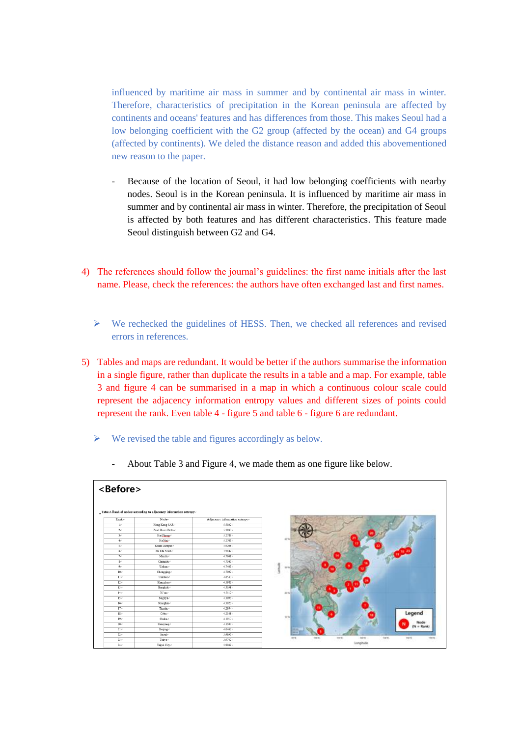influenced by maritime air mass in summer and by continental air mass in winter. Therefore, characteristics of precipitation in the Korean peninsula are affected by continents and oceans' features and has differences from those. This makes Seoul had a low belonging coefficient with the G2 group (affected by the ocean) and G4 groups (affected by continents). We deled the distance reason and added this abovementioned new reason to the paper.

- Because of the location of Seoul, it had low belonging coefficients with nearby nodes. Seoul is in the Korean peninsula. It is influenced by maritime air mass in summer and by continental air mass in winter. Therefore, the precipitation of Seoul is affected by both features and has different characteristics. This feature made Seoul distinguish between G2 and G4.

4) The references should follow the journal's guidelines: the first name initials after the last name. Please, check the references: the authors have often exchanged last and first names.

> ➢ We rechecked the guidelines of HESS. Then, we checked all references and revised errors in references.

5) Tables and maps are redundant. It would be better if the authors summarise the information in a single figure, rather than duplicate the results in a table and a map. For example, table 3 and figure 4 can be summarised in a map in which a continuous colour scale could represent the adjacency information entropy values and different sizes of points could represent the rank. Even table 4 - figure 5 and table 6 - figure 6 are redundant.

> ➢ We revised the table and figures accordingly as below.

- About Table 3 and Figure 4, we made them as one figure like below.

**<Before>**

Table 3. Rank of nodes according to adjacency information entropy

| Rank | Node | Adjacency information entropy |
|---|---|---|
| 1 | Hong Kong SAR | 5.5022 |
| 2 | Pearl River Delta | 5.3853 |
| 3 | Hai Phong | 5.2789 |
| 4 | Ha Noi | 5.2701 |
| 5 | Kuala Lumpur | 4.9206 |
| 6 | Ho Chi Minh | 4.9182 |
| 7 | Manila | 4.7888 |
| 8 | Chengdu | 4.7580 |
| 9 | Wuhan | 4.7441 |
| 10 | Chongqing | 4.7092 |
| 11 | Shantou | 4.6543 |
| 12 | Hangzhou | 4.5983 |
| 13 | Bangkok | 4.5198 |
| 14 | Xi'an | 4.5117 |
| 15 | Nagoya | 4.5093 |
| 16 | Shanghai | 4.3023 |
| 17 | Tianjin | 4.2954 |
| 18 | Cebu | 4.2148 |
| 19 | Osaka | 4.1917 |
| 20 | Shenyang | 4.1507 |
| 21 | Beijing | 4.0442 |
| 22 | Seoul | 3.9890 |
| 23 | Tokyo | 3.9742 |
| 24 | Taipei City | 3.9040 |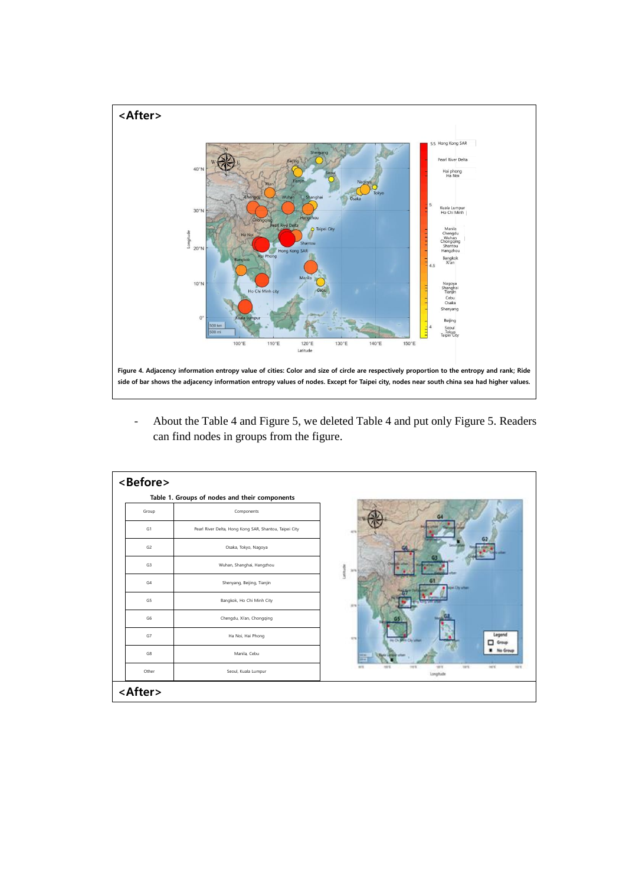**<After>**

**Figure 4. Adjacency information entropy value of cities: Color and size of circle are respectively proportion to the entropy and rank; Ride side of bar shows the adjacency information entropy values of nodes. Except for Taipei city, nodes near south china sea had higher values.**

- About the Table 4 and Figure 5, we deleted Table 4 and put only Figure 5. Readers can find nodes in groups from the figure.

**<Before>**

**Table 1. Groups of nodes and their components**

| Group | Components |
|---|---|
| G1 | Pearl River Delta, Hong Kong SAR, Shantou, Taipei City |
| G2 | Osaka, Tokyo, Nagoya |
| G3 | Wuhan, Shanghai, Hangzhou |
| G4 | Shenyang, Beijing, Tianjin |
| G5 | Bangkok, Ho Chi Minh City |
| G6 | Chengdu, Xi'an, Chongqing |
| G7 | Ha Noi, Hai Phong |
| G8 | Manila, Cebu |
| Other | Seoul, Kuala Lumpur |

**<After>**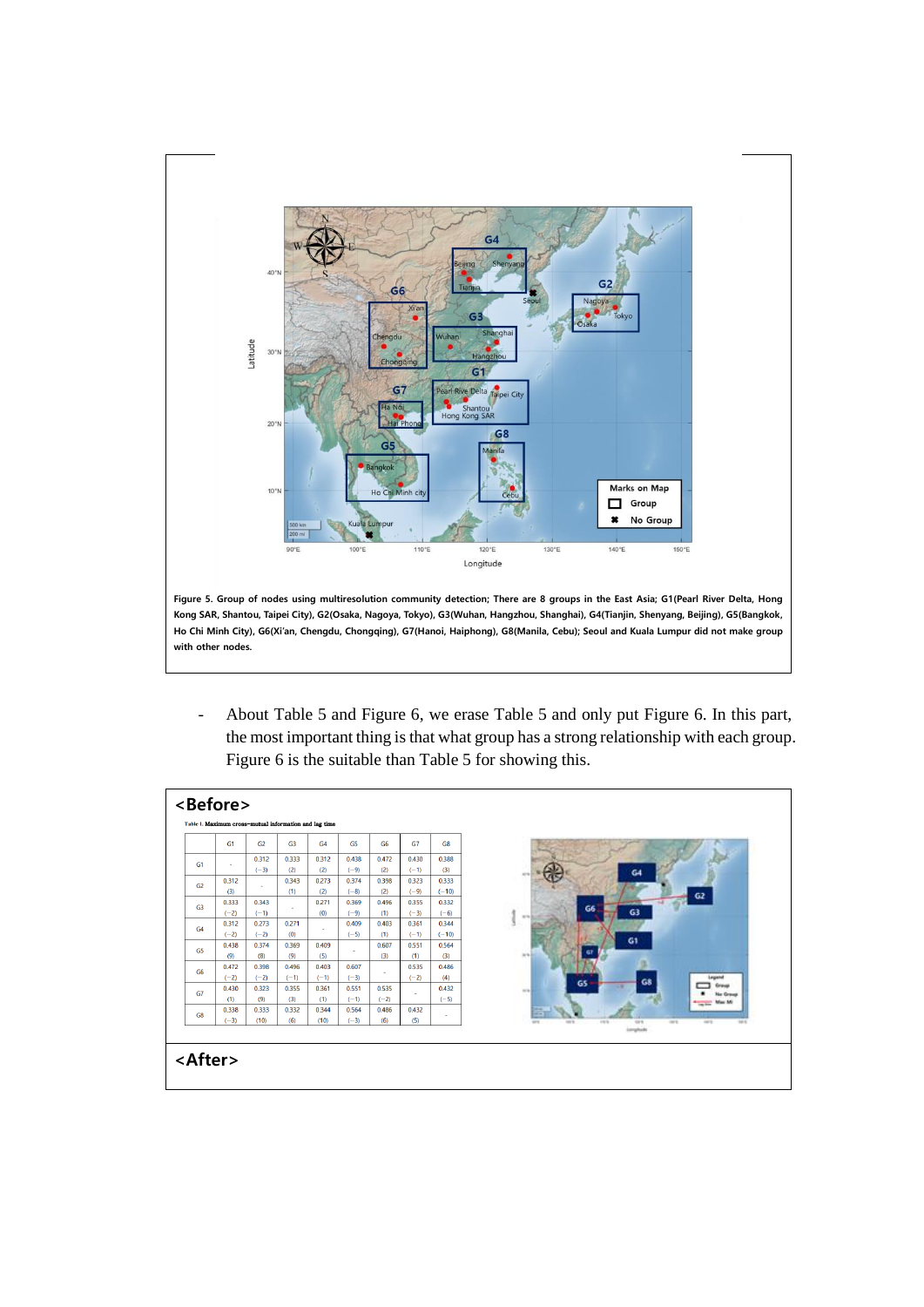Figure 5. Group of nodes using multiresolution community detection; There are 8 groups in the East Asia; G1(Pearl River Delta, Hong Kong SAR, Shantou, Taipei City), G2(Osaka, Nagoya, Tokyo), G3(Wuhan, Hangzhou, Shanghai), G4(Tianjin, Shenyang, Beijing), G5(Bangkok, Ho Chi Minh City), G6(Xi'an, Chengdu, Chongqing), G7(Hanoi, Haiphong), G8(Manila, Cebu); Seoul and Kuala Lumpur did not make group with other nodes.

- About Table 5 and Figure 6, we erase Table 5 and only put Figure 6. In this part, the most important thing is that what group has a strong relationship with each group. Figure 6 is the suitable than Table 5 for showing this.

**<Before>**

Table 1. Maximum cross-mutual information and lag time

| | G1 | G2 | G3 | G4 | G5 | G6 | G7 | G8 |
|---|---|---|---|---|---|---|---|---|
| G1 | - | 0.312 (−3) | 0.333 (2) | 0.312 (2) | 0.438 (−9) | 0.472 (2) | 0.430 (−1) | 0.388 (3) |
| G2 | 0.312 (3) | - | 0.343 (1) | 0.273 (2) | 0.374 (−8) | 0.398 (2) | 0.323 (−9) | 0.333 (−10) |
| G3 | 0.333 (−2) | 0.343 (−1) | - | 0.271 (0) | 0.369 (−9) | 0.496 (1) | 0.355 (−3) | 0.332 (−6) |
| G4 | 0.312 (−2) | 0.273 (−2) | 0.271 (0) | - | 0.409 (−5) | 0.403 (1) | 0.361 (−1) | 0.344 (−10) |
| G5 | 0.438 (9) | 0.374 (8) | 0.369 (9) | 0.409 (5) | - | 0.607 (3) | 0.551 (1) | 0.564 (3) |
| G6 | 0.472 (−2) | 0.398 (−2) | 0.496 (−1) | 0.403 (−1) | 0.607 (−3) | - | 0.535 (−2) | 0.486 (4) |
| G7 | 0.430 (1) | 0.323 (9) | 0.355 (3) | 0.361 (1) | 0.551 (−1) | 0.535 (−2) | - | 0.432 (−5) |
| G8 | 0.388 (−3) | 0.333 (10) | 0.332 (6) | 0.344 (10) | 0.564 (−3) | 0.486 (6) | 0.432 (5) | - |

**<After>**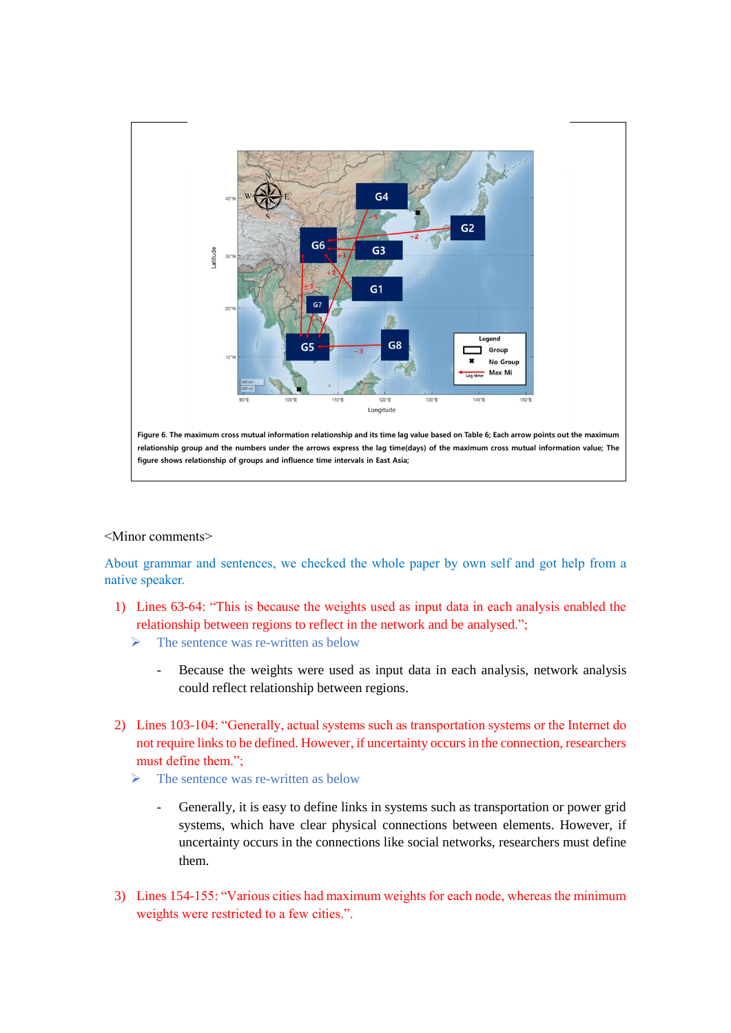Figure 6. The maximum cross mutual information relationship and its time lag value based on Table 6; Each arrow points out the maximum relationship group and the numbers under the arrows express the lag time(days) of the maximum cross mutual information value; The figure shows relationship of groups and influence time intervals in East Asia;

<Minor comments>

About grammar and sentences, we checked the whole paper by own self and got help from a native speaker.

1) Lines 63-64: "This is because the weights used as input data in each analysis enabled the relationship between regions to reflect in the network and be analysed.";
   - The sentence was re-written as below
     - Because the weights were used as input data in each analysis, network analysis could reflect relationship between regions.

2) Lines 103-104: "Generally, actual systems such as transportation systems or the Internet do not require links to be defined. However, if uncertainty occurs in the connection, researchers must define them.";
   - The sentence was re-written as below
     - Generally, it is easy to define links in systems such as transportation or power grid systems, which have clear physical connections between elements. However, if uncertainty occurs in the connections like social networks, researchers must define them.

3) Lines 154-155: "Various cities had maximum weights for each node, whereas the minimum weights were restricted to a few cities.".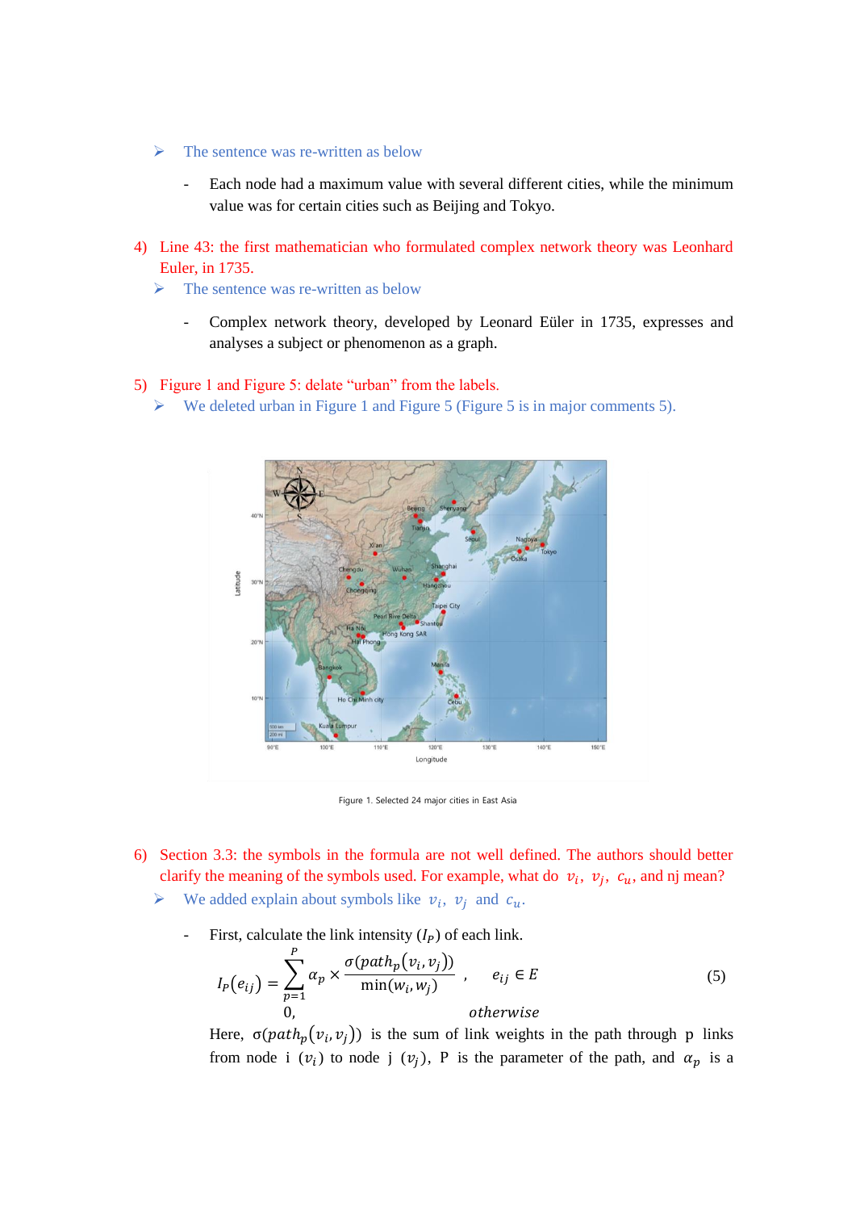➢ The sentence was re-written as below

- Each node had a maximum value with several different cities, while the minimum value was for certain cities such as Beijing and Tokyo.

4) Line 43: the first mathematician who formulated complex network theory was Leonhard Euler, in 1735.

➢ The sentence was re-written as below

- Complex network theory, developed by Leonard Eüler in 1735, expresses and analyses a subject or phenomenon as a graph.

5) Figure 1 and Figure 5: delate "urban" from the labels.

➢ We deleted urban in Figure 1 and Figure 5 (Figure 5 is in major comments 5).

Figure 1. Selected 24 major cities in East Asia

6) Section 3.3: the symbols in the formula are not well defined. The authors should better clarify the meaning of the symbols used. For example, what do $v_i$, $v_j$, $c_u$, and nj mean?

➢ We added explain about symbols like $v_i$, $v_j$ and $c_u$.

- First, calculate the link intensity ($I_P$) of each link.

$$I_P(e_{ij}) = \begin{cases} \sum_{p=1}^{P} \alpha_p \times \dfrac{\sigma(path_p(v_i, v_j))}{\min(w_i, w_j)}, & e_{ij} \in E \\ 0, & otherwise \end{cases} \quad (5)$$

Here, $\sigma(path_p(v_i, v_j))$ is the sum of link weights in the path through p links from node i ($v_i$) to node j ($v_j$), P is the parameter of the path, and $\alpha_p$ is a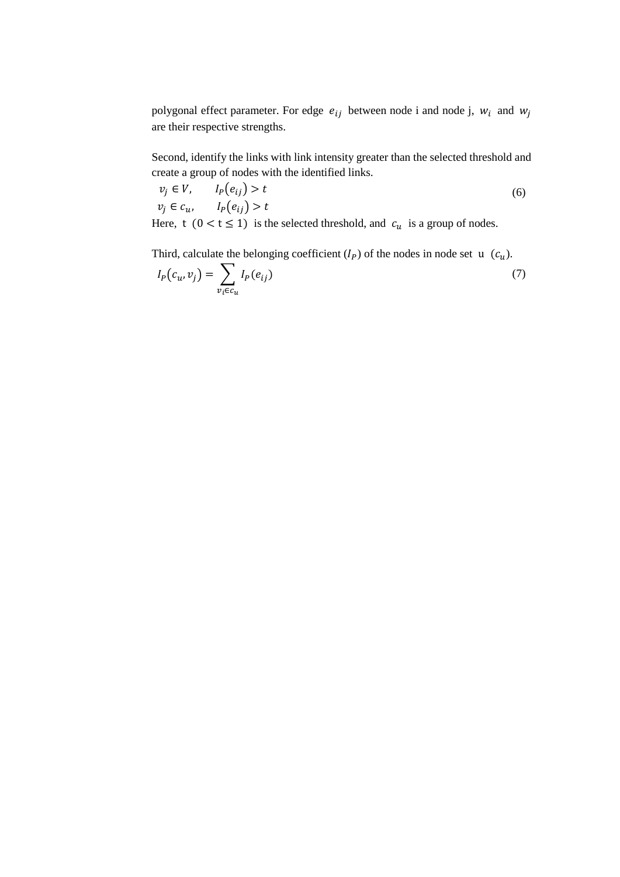polygonal effect parameter. For edge $e_{ij}$ between node i and node j, $w_i$ and $w_j$ are their respective strengths.

Second, identify the links with link intensity greater than the selected threshold and create a group of nodes with the identified links.

$$
\begin{aligned}
&v_j \in V, \qquad I_P(e_{ij}) > t \\
&v_j \in c_u, \qquad I_P(e_{ij}) > t
\end{aligned}
\tag{6}
$$

Here, $t$ $(0 < t \leq 1)$ is the selected threshold, and $c_u$ is a group of nodes.

Third, calculate the belonging coefficient ($I_P$) of the nodes in node set $u$ ($c_u$).

$$
I_P(c_u, v_j) = \sum_{v_i \in c_u} I_P(e_{ij}) \tag{7}
$$